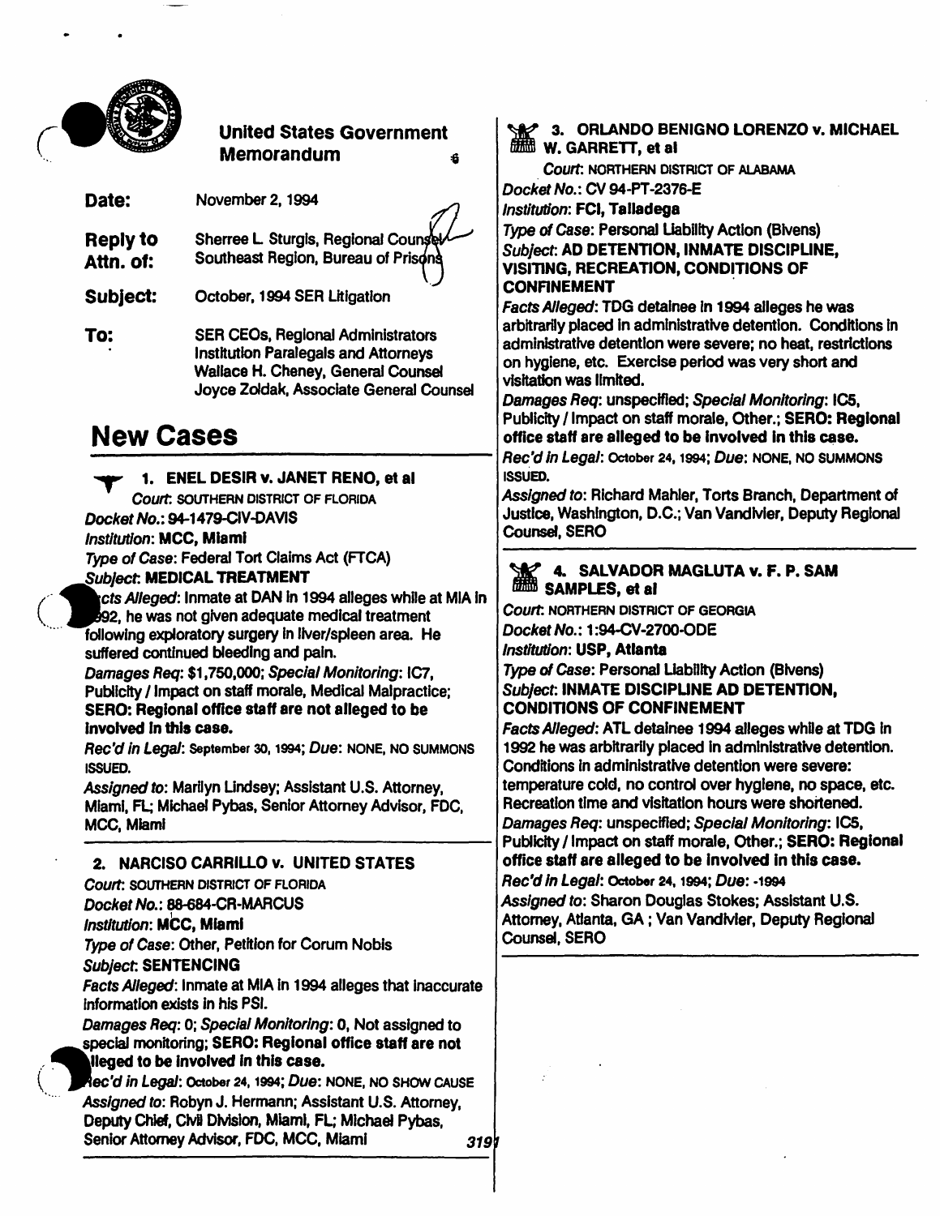**United States Government Memorandum**

**Date:** November 2, 1994

**Reply to Attn. of:** Sherree L. Sturgis, Regional Counsel, Southeast Region, Bureau of Prisons

**Subject:** October, 1994 SER Litigation

**To:** SER CEOs, Regional Administrators
Institution Paralegals and Attorneys
Wallace H. Cheney, General Counsel
Joyce Zoldak, Associate General Counsel

# New Cases

### 1. ENEL DESIR v. JANET RENO, et al

*Court*: SOUTHERN DISTRICT OF FLORIDA
*Docket No.*: 94-1479-CIV-DAVIS
*Institution*: **MCC, Miami**
*Type of Case*: Federal Tort Claims Act (FTCA)
*Subject*: **MEDICAL TREATMENT**
*Facts Alleged*: Inmate at DAN in 1994 alleges while at MIA in 1992, he was not given adequate medical treatment following exploratory surgery in liver/spleen area. He suffered continued bleeding and pain.
*Damages Req*: $1,750,000; *Special Monitoring*: IC7, Publicity / Impact on staff morale, Medical Malpractice; **SERO: Regional office staff are not alleged to be involved in this case.**
*Rec'd in Legal*: September 30, 1994; *Due*: NONE, NO SUMMONS ISSUED.
*Assigned to*: Marilyn Lindsey; Assistant U.S. Attorney, Miami, FL; Michael Pybas, Senior Attorney Advisor, FDC, MCC, Miami

### 2. NARCISO CARRILLO v. UNITED STATES

*Court*: SOUTHERN DISTRICT OF FLORIDA
*Docket No.*: 88-684-CR-MARCUS
*Institution*: **MCC, Miami**
*Type of Case*: Other, Petition for Corum Nobis
*Subject*: **SENTENCING**
*Facts Alleged*: Inmate at MIA in 1994 alleges that inaccurate information exists in his PSI.
*Damages Req*: 0; *Special Monitoring*: 0, Not assigned to special monitoring; **SERO: Regional office staff are not alleged to be involved in this case.**
*Rec'd in Legal*: October 24, 1994; *Due*: NONE, NO SHOW CAUSE
*Assigned to*: Robyn J. Hermann; Assistant U.S. Attorney, Deputy Chief, Civil Division, Miami, FL; Michael Pybas, Senior Attorney Advisor, FDC, MCC, Miami

### 3. ORLANDO BENIGNO LORENZO v. MICHAEL W. GARRETT, et al

*Court*: NORTHERN DISTRICT OF ALABAMA
*Docket No.*: CV 94-PT-2376-E
*Institution*: **FCI, Talladega**
*Type of Case*: Personal Liability Action (Bivens)
*Subject*: **AD DETENTION, INMATE DISCIPLINE, VISITING, RECREATION, CONDITIONS OF CONFINEMENT**
*Facts Alleged*: TDG detainee in 1994 alleges he was arbitrarily placed in administrative detention. Conditions in administrative detention were severe; no heat, restrictions on hygiene, etc. Exercise period was very short and visitation was limited.
*Damages Req*: unspecified; *Special Monitoring*: IC5, Publicity / Impact on staff morale, Other.; **SERO: Regional office staff are alleged to be involved in this case.**
*Rec'd in Legal*: October 24, 1994; *Due*: NONE, NO SUMMONS ISSUED.
*Assigned to*: Richard Mahler, Torts Branch, Department of Justice, Washington, D.C.; Van Vandivier, Deputy Regional Counsel, SERO

### 4. SALVADOR MAGLUTA v. F. P. SAM SAMPLES, et al

*Court*: NORTHERN DISTRICT OF GEORGIA
*Docket No.*: 1:94-CV-2700-ODE
*Institution*: **USP, Atlanta**
*Type of Case*: Personal Liability Action (Bivens)
*Subject*: **INMATE DISCIPLINE AD DETENTION, CONDITIONS OF CONFINEMENT**
*Facts Alleged*: ATL detainee 1994 alleges while at TDG in 1992 he was arbitrarily placed in administrative detention. Conditions in administrative detention were severe: temperature cold, no control over hygiene, no space, etc. Recreation time and visitation hours were shortened.
*Damages Req*: unspecified; *Special Monitoring*: IC5, Publicity / Impact on staff morale, Other.; **SERO: Regional office staff are alleged to be involved in this case.**
*Rec'd in Legal*: October 24, 1994; *Due*: -1994
*Assigned to*: Sharon Douglas Stokes; Assistant U.S. Attorney, Atlanta, GA ; Van Vandivier, Deputy Regional Counsel, SERO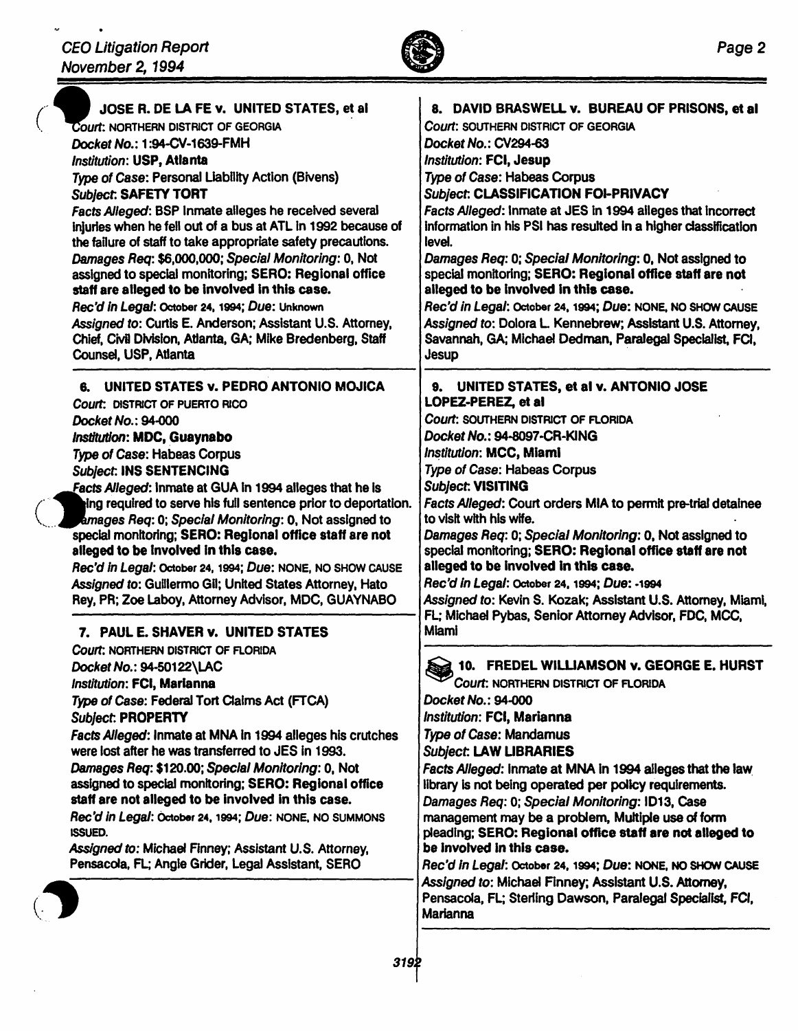### 5. JOSE R. DE LA FE v. UNITED STATES, et al

*Court*: NORTHERN DISTRICT OF GEORGIA
*Docket No.*: 1:94-CV-1639-FMH
*Institution*: **USP, Atlanta**
*Type of Case*: Personal Liability Action (Bivens)
*Subject*: **SAFETY TORT**
*Facts Alleged*: BSP inmate alleges he received several injuries when he fell out of a bus at ATL in 1992 because of the failure of staff to take appropriate safety precautions.
*Damages Req*: $6,000,000; *Special Monitoring*: 0, Not assigned to special monitoring; **SERO: Regional office staff are alleged to be involved in this case.**
*Rec'd in Legal*: October 24, 1994; *Due*: Unknown
*Assigned to*: Curtis E. Anderson; Assistant U.S. Attorney, Chief, Civil Division, Atlanta, GA; Mike Bredenberg, Staff Counsel, USP, Atlanta

### 6. UNITED STATES v. PEDRO ANTONIO MOJICA

*Court*: DISTRICT OF PUERTO RICO
*Docket No.*: 94-000
*Institution*: **MDC, Guaynabo**
*Type of Case*: Habeas Corpus
*Subject*: **INS SENTENCING**
*Facts Alleged*: Inmate at GUA in 1994 alleges that he is being required to serve his full sentence prior to deportation.
*Damages Req*: 0; *Special Monitoring*: 0, Not assigned to special monitoring; **SERO: Regional office staff are not alleged to be involved in this case.**
*Rec'd in Legal*: October 24, 1994; *Due*: NONE, NO SHOW CAUSE
*Assigned to*: Guillermo Gil; United States Attorney, Hato Rey, PR; Zoe Laboy, Attorney Advisor, MDC, GUAYNABO

### 7. PAUL E. SHAVER v. UNITED STATES

*Court*: NORTHERN DISTRICT OF FLORIDA
*Docket No.*: 94-50122\LAC
*Institution*: **FCI, Marianna**
*Type of Case*: Federal Tort Claims Act (FTCA)
*Subject*: **PROPERTY**
*Facts Alleged*: Inmate at MNA in 1994 alleges his crutches were lost after he was transferred to JES in 1993.
*Damages Req*: $120.00; *Special Monitoring*: 0, Not assigned to special monitoring; **SERO: Regional office staff are not alleged to be involved in this case.**
*Rec'd in Legal*: October 24, 1994; *Due*: NONE, NO SUMMONS ISSUED.
*Assigned to*: Michael Finney; Assistant U.S. Attorney, Pensacola, FL; Angie Grider, Legal Assistant, SERO

### 8. DAVID BRASWELL v. BUREAU OF PRISONS, et al

*Court*: SOUTHERN DISTRICT OF GEORGIA
*Docket No.*: CV294-63
*Institution*: **FCI, Jesup**
*Type of Case*: Habeas Corpus
*Subject*: **CLASSIFICATION FOI-PRIVACY**
*Facts Alleged*: Inmate at JES in 1994 alleges that incorrect information in his PSI has resulted in a higher classification level.
*Damages Req*: 0; *Special Monitoring*: 0, Not assigned to special monitoring; **SERO: Regional office staff are not alleged to be involved in this case.**
*Rec'd in Legal*: October 24, 1994; *Due*: NONE, NO SHOW CAUSE
*Assigned to*: Dolora L. Kennebrew; Assistant U.S. Attorney, Savannah, GA; Michael Dedman, Paralegal Specialist, FCI, Jesup

### 9. UNITED STATES, et al v. ANTONIO JOSE LOPEZ-PEREZ, et al

*Court*: SOUTHERN DISTRICT OF FLORIDA
*Docket No.*: 94-8097-CR-KING
*Institution*: **MCC, Miami**
*Type of Case*: Habeas Corpus
*Subject*: **VISITING**
*Facts Alleged*: Court orders MIA to permit pre-trial detainee to visit with his wife.
*Damages Req*: 0; *Special Monitoring*: 0, Not assigned to special monitoring; **SERO: Regional office staff are not alleged to be involved in this case.**
*Rec'd in Legal*: October 24, 1994; *Due*: -1994
*Assigned to*: Kevin S. Kozak; Assistant U.S. Attorney, Miami, FL; Michael Pybas, Senior Attorney Advisor, FDC, MCC, Miami

### 10. FREDEL WILLIAMSON v. GEORGE E. HURST

*Court*: NORTHERN DISTRICT OF FLORIDA
*Docket No.*: 94-000
*Institution*: **FCI, Marianna**
*Type of Case*: Mandamus
*Subject*: **LAW LIBRARIES**
*Facts Alleged*: Inmate at MNA in 1994 alleges that the law library is not being operated per policy requirements.
*Damages Req*: 0; *Special Monitoring*: ID13, Case management may be a problem, Multiple use of form pleading; **SERO: Regional office staff are not alleged to be involved in this case.**
*Rec'd in Legal*: October 24, 1994; *Due*: NONE, NO SHOW CAUSE
*Assigned to*: Michael Finney; Assistant U.S. Attorney, Pensacola, FL; Sterling Dawson, Paralegal Specialist, FCI, Marianna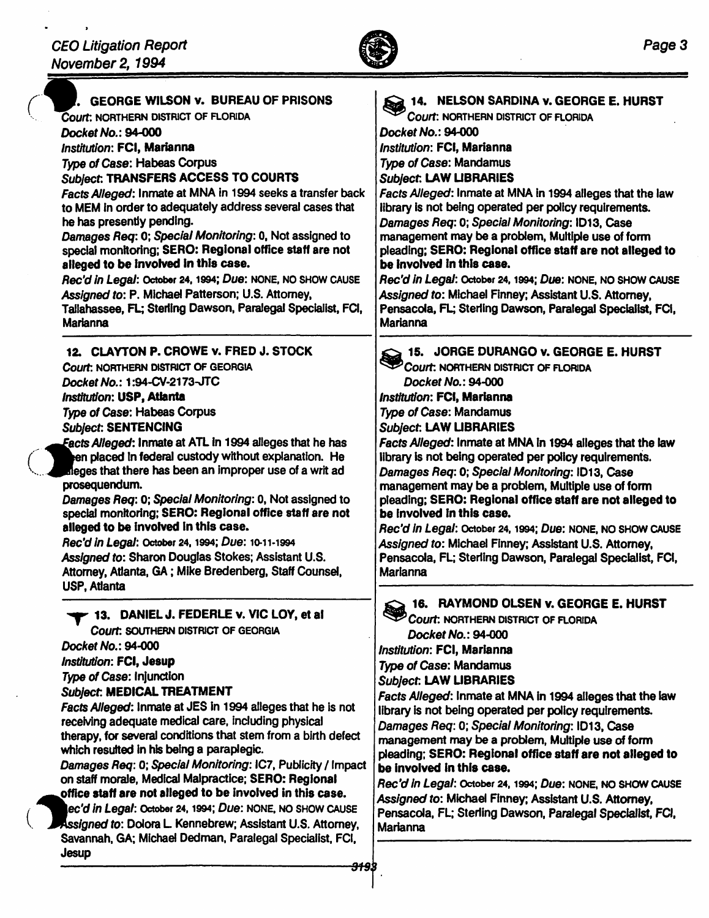### 11. GEORGE WILSON v. BUREAU OF PRISONS

*Court*: NORTHERN DISTRICT OF FLORIDA
*Docket No.*: 94-000
*Institution*: **FCI, Marianna**
*Type of Case*: Habeas Corpus
*Subject*: **TRANSFERS ACCESS TO COURTS**
*Facts Alleged*: Inmate at MNA in 1994 seeks a transfer back to MEM in order to adequately address several cases that he has presently pending.
*Damages Req*: 0; *Special Monitoring*: 0, Not assigned to special monitoring; **SERO: Regional office staff are not alleged to be involved in this case.**
*Rec'd in Legal*: October 24, 1994; *Due*: NONE, NO SHOW CAUSE
*Assigned to*: P. Michael Patterson; U.S. Attorney, Tallahassee, FL; Sterling Dawson, Paralegal Specialist, FCI, Marianna

### 12. CLAYTON P. CROWE v. FRED J. STOCK

*Court*: NORTHERN DISTRICT OF GEORGIA
*Docket No.*: 1:94-CV-2173-JTC
*Institution*: **USP, Atlanta**
*Type of Case*: Habeas Corpus
*Subject*: **SENTENCING**
*Facts Alleged*: Inmate at ATL in 1994 alleges that he has been placed in federal custody without explanation. He alleges that there has been an improper use of a writ ad prosequendum.
*Damages Req*: 0; *Special Monitoring*: 0, Not assigned to special monitoring; **SERO: Regional office staff are not alleged to be involved in this case.**
*Rec'd in Legal*: October 24, 1994; *Due*: 10-11-1994
*Assigned to*: Sharon Douglas Stokes; Assistant U.S. Attorney, Atlanta, GA ; Mike Bredenberg, Staff Counsel, USP, Atlanta

### 13. DANIEL J. FEDERLE v. VIC LOY, et al

*Court*: SOUTHERN DISTRICT OF GEORGIA
*Docket No.*: 94-000
*Institution*: **FCI, Jesup**
*Type of Case*: Injunction
*Subject*: **MEDICAL TREATMENT**
*Facts Alleged*: Inmate at JES in 1994 alleges that he is not receiving adequate medical care, including physical therapy, for several conditions that stem from a birth defect which resulted in his being a paraplegic.
*Damages Req*: 0; *Special Monitoring*: IC7, Publicity / Impact on staff morale, Medical Malpractice; **SERO: Regional office staff are not alleged to be involved in this case.**
*Rec'd in Legal*: October 24, 1994; *Due*: NONE, NO SHOW CAUSE
*Assigned to*: Dolora L. Kennebrew; Assistant U.S. Attorney, Savannah, GA; Michael Dedman, Paralegal Specialist, FCI, Jesup

### 14. NELSON SARDINA v. GEORGE E. HURST

*Court*: NORTHERN DISTRICT OF FLORIDA
*Docket No.*: 94-000
*Institution*: **FCI, Marianna**
*Type of Case*: Mandamus
*Subject*: **LAW LIBRARIES**
*Facts Alleged*: Inmate at MNA in 1994 alleges that the law library is not being operated per policy requirements.
*Damages Req*: 0; *Special Monitoring*: ID13, Case management may be a problem, Multiple use of form pleading; **SERO: Regional office staff are not alleged to be involved in this case.**
*Rec'd in Legal*: October 24, 1994; *Due*: NONE, NO SHOW CAUSE
*Assigned to*: Michael Finney; Assistant U.S. Attorney, Pensacola, FL; Sterling Dawson, Paralegal Specialist, FCI, Marianna

### 15. JORGE DURANGO v. GEORGE E. HURST

*Court*: NORTHERN DISTRICT OF FLORIDA
*Docket No.*: 94-000
*Institution*: **FCI, Marianna**
*Type of Case*: Mandamus
*Subject*: **LAW LIBRARIES**
*Facts Alleged*: Inmate at MNA in 1994 alleges that the law library is not being operated per policy requirements.
*Damages Req*: 0; *Special Monitoring*: ID13, Case management may be a problem, Multiple use of form pleading; **SERO: Regional office staff are not alleged to be involved in this case.**
*Rec'd in Legal*: October 24, 1994; *Due*: NONE, NO SHOW CAUSE
*Assigned to*: Michael Finney; Assistant U.S. Attorney, Pensacola, FL; Sterling Dawson, Paralegal Specialist, FCI, Marianna

### 16. RAYMOND OLSEN v. GEORGE E. HURST

*Court*: NORTHERN DISTRICT OF FLORIDA
*Docket No.*: 94-000
*Institution*: **FCI, Marianna**
*Type of Case*: Mandamus
*Subject*: **LAW LIBRARIES**
*Facts Alleged*: Inmate at MNA in 1994 alleges that the law library is not being operated per policy requirements.
*Damages Req*: 0; *Special Monitoring*: ID13, Case management may be a problem, Multiple use of form pleading; **SERO: Regional office staff are not alleged to be involved in this case.**
*Rec'd in Legal*: October 24, 1994; *Due*: NONE, NO SHOW CAUSE
*Assigned to*: Michael Finney; Assistant U.S. Attorney, Pensacola, FL; Sterling Dawson, Paralegal Specialist, FCI, Marianna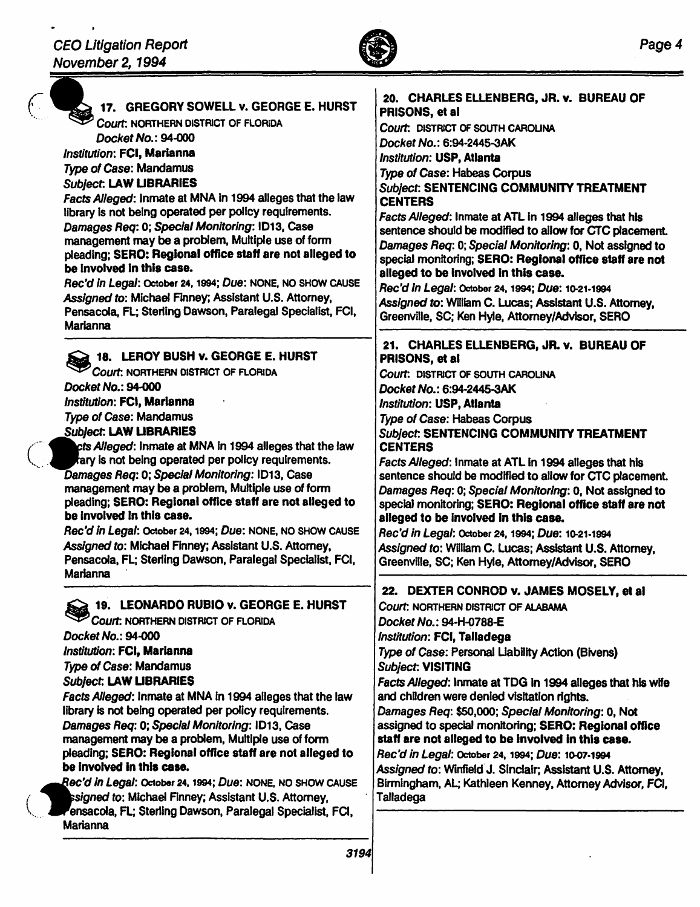### 17. GREGORY SOWELL v. GEORGE E. HURST

*Court*: NORTHERN DISTRICT OF FLORIDA
*Docket No.*: 94-000
*Institution*: **FCI, Marianna**
*Type of Case*: Mandamus
*Subject*: **LAW LIBRARIES**
*Facts Alleged*: Inmate at MNA in 1994 alleges that the law library is not being operated per policy requirements.
*Damages Req*: 0; *Special Monitoring*: ID13, Case management may be a problem, Multiple use of form pleading; **SERO: Regional office staff are not alleged to be involved in this case.**
*Rec'd in Legal*: October 24, 1994; *Due*: NONE, NO SHOW CAUSE
*Assigned to*: Michael Finney; Assistant U.S. Attorney, Pensacola, FL; Sterling Dawson, Paralegal Specialist, FCI, Marianna

### 18. LEROY BUSH v. GEORGE E. HURST

*Court*: NORTHERN DISTRICT OF FLORIDA
*Docket No.*: 94-000
*Institution*: **FCI, Marianna**
*Type of Case*: Mandamus
*Subject*: **LAW LIBRARIES**
*Facts Alleged*: Inmate at MNA in 1994 alleges that the law library is not being operated per policy requirements.
*Damages Req*: 0; *Special Monitoring*: ID13, Case management may be a problem, Multiple use of form pleading; **SERO: Regional office staff are not alleged to be involved in this case.**
*Rec'd in Legal*: October 24, 1994; *Due*: NONE, NO SHOW CAUSE
*Assigned to*: Michael Finney; Assistant U.S. Attorney, Pensacola, FL; Sterling Dawson, Paralegal Specialist, FCI, Marianna

### 19. LEONARDO RUBIO v. GEORGE E. HURST

*Court*: NORTHERN DISTRICT OF FLORIDA
*Docket No.*: 94-000
*Institution*: **FCI, Marianna**
*Type of Case*: Mandamus
*Subject*: **LAW LIBRARIES**
*Facts Alleged*: Inmate at MNA in 1994 alleges that the law library is not being operated per policy requirements.
*Damages Req*: 0; *Special Monitoring*: ID13, Case management may be a problem, Multiple use of form pleading; **SERO: Regional office staff are not alleged to be involved in this case.**
*Rec'd in Legal*: October 24, 1994; *Due*: NONE, NO SHOW CAUSE
*Assigned to*: Michael Finney; Assistant U.S. Attorney, Pensacola, FL; Sterling Dawson, Paralegal Specialist, FCI, Marianna

### 20. CHARLES ELLENBERG, JR. v. BUREAU OF PRISONS, et al

*Court*: DISTRICT OF SOUTH CAROLINA
*Docket No.*: 6:94-2445-3AK
*Institution*: **USP, Atlanta**
*Type of Case*: Habeas Corpus
*Subject*: **SENTENCING COMMUNITY TREATMENT CENTERS**
*Facts Alleged*: Inmate at ATL in 1994 alleges that his sentence should be modified to allow for CTC placement.
*Damages Req*: 0; *Special Monitoring*: 0, Not assigned to special monitoring; **SERO: Regional office staff are not alleged to be involved in this case.**
*Rec'd in Legal*: October 24, 1994; *Due*: 10-21-1994
*Assigned to*: William C. Lucas; Assistant U.S. Attorney, Greenville, SC; Ken Hyle, Attorney/Advisor, SERO

### 21. CHARLES ELLENBERG, JR. v. BUREAU OF PRISONS, et al

*Court*: DISTRICT OF SOUTH CAROLINA
*Docket No.*: 6:94-2445-3AK
*Institution*: **USP, Atlanta**
*Type of Case*: Habeas Corpus
*Subject*: **SENTENCING COMMUNITY TREATMENT CENTERS**
*Facts Alleged*: Inmate at ATL in 1994 alleges that his sentence should be modified to allow for CTC placement.
*Damages Req*: 0; *Special Monitoring*: 0, Not assigned to special monitoring; **SERO: Regional office staff are not alleged to be involved in this case.**
*Rec'd in Legal*: October 24, 1994; *Due*: 10-21-1994
*Assigned to*: William C. Lucas; Assistant U.S. Attorney, Greenville, SC; Ken Hyle, Attorney/Advisor, SERO

### 22. DEXTER CONROD v. JAMES MOSELY, et al

*Court*: NORTHERN DISTRICT OF ALABAMA
*Docket No.*: 94-H-0788-E
*Institution*: **FCI, Talladega**
*Type of Case*: Personal Liability Action (Bivens)
*Subject*: **VISITING**
*Facts Alleged*: Inmate at TDG in 1994 alleges that his wife and children were denied visitation rights.
*Damages Req*: $50,000; *Special Monitoring*: 0, Not assigned to special monitoring; **SERO: Regional office staff are not alleged to be involved in this case.**
*Rec'd in Legal*: October 24, 1994; *Due*: 10-07-1994
*Assigned to*: Winfield J. Sinclair; Assistant U.S. Attorney, Birmingham, AL; Kathleen Kenney, Attorney Advisor, FCI, Talladega

3194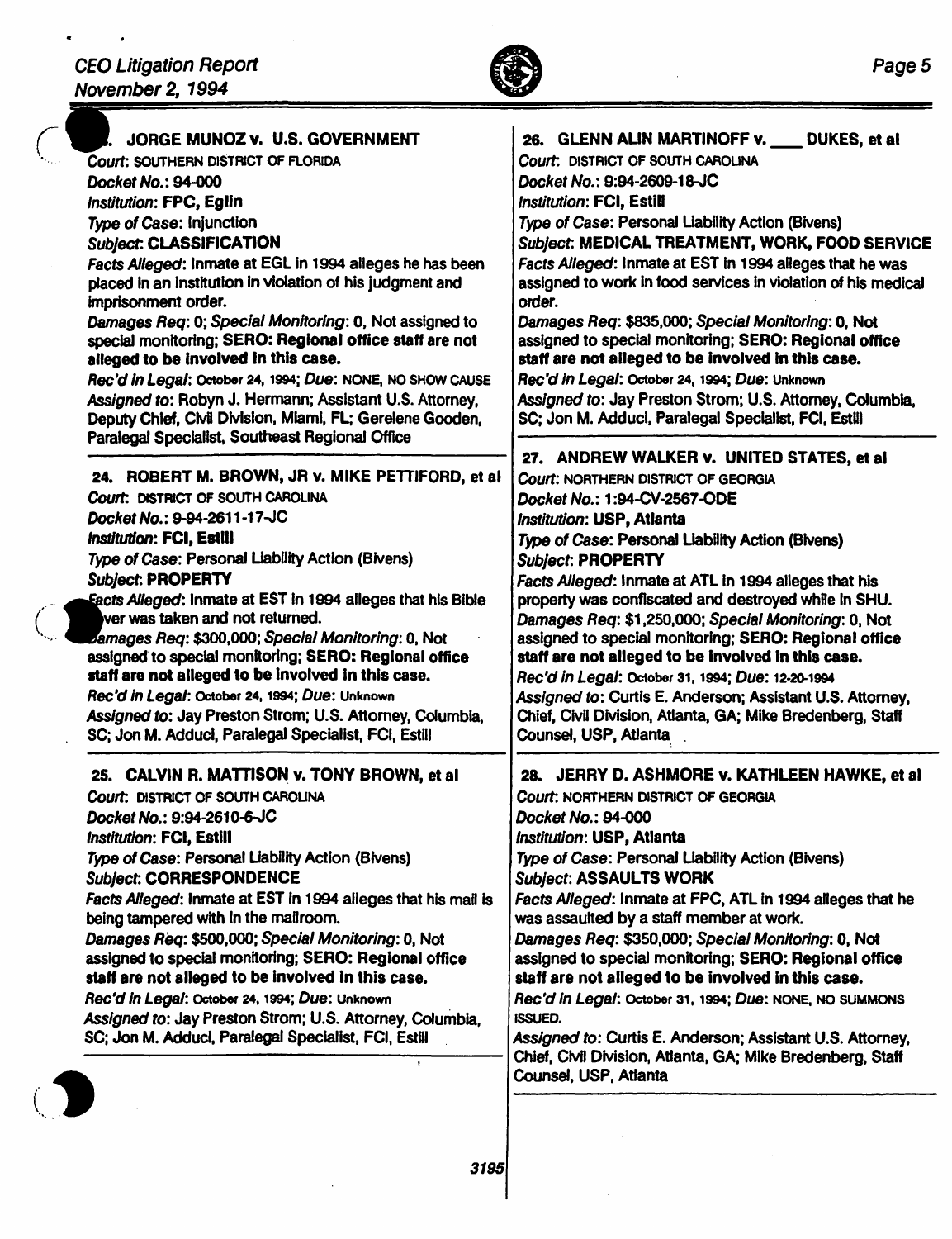### 23. JORGE MUNOZ v. U.S. GOVERNMENT

*Court*: SOUTHERN DISTRICT OF FLORIDA
*Docket No.*: 94-000
*Institution*: **FPC, Eglin**
*Type of Case*: Injunction
*Subject*: **CLASSIFICATION**
*Facts Alleged*: Inmate at EGL in 1994 alleges he has been placed in an institution in violation of his judgment and imprisonment order.
*Damages Req*: 0; *Special Monitoring*: 0, Not assigned to special monitoring; **SERO: Regional office staff are not alleged to be involved in this case.**
*Rec'd in Legal*: October 24, 1994; *Due*: NONE, NO SHOW CAUSE
*Assigned to*: Robyn J. Hermann; Assistant U.S. Attorney, Deputy Chief, Civil Division, Miami, FL; Gerelene Gooden, Paralegal Specialist, Southeast Regional Office

### 24. ROBERT M. BROWN, JR v. MIKE PETTIFORD, et al

*Court*: DISTRICT OF SOUTH CAROLINA
*Docket No.*: 9-94-2611-17-JC
*Institution*: **FCI, Estill**
*Type of Case*: Personal Liability Action (Bivens)
*Subject*: **PROPERTY**
*Facts Alleged*: Inmate at EST in 1994 alleges that his Bible cover was taken and not returned.
*Damages Req*: $300,000; *Special Monitoring*: 0, Not assigned to special monitoring; **SERO: Regional office staff are not alleged to be involved in this case.**
*Rec'd in Legal*: October 24, 1994; *Due*: Unknown
*Assigned to*: Jay Preston Strom; U.S. Attorney, Columbia, SC; Jon M. Adduci, Paralegal Specialist, FCI, Estill

### 25. CALVIN R. MATTISON v. TONY BROWN, et al

*Court*: DISTRICT OF SOUTH CAROLINA
*Docket No.*: 9:94-2610-6-JC
*Institution*: **FCI, Estill**
*Type of Case*: Personal Liability Action (Bivens)
*Subject*: **CORRESPONDENCE**
*Facts Alleged*: Inmate at EST in 1994 alleges that his mail is being tampered with in the mailroom.
*Damages Req*: $500,000; *Special Monitoring*: 0, Not assigned to special monitoring; **SERO: Regional office staff are not alleged to be involved in this case.**
*Rec'd in Legal*: October 24, 1994; *Due*: Unknown
*Assigned to*: Jay Preston Strom; U.S. Attorney, Columbia, SC; Jon M. Adduci, Paralegal Specialist, FCI, Estill

### 26. GLENN ALIN MARTINOFF v. ____ DUKES, et al

*Court*: DISTRICT OF SOUTH CAROLINA
*Docket No.*: 9:94-2609-18-JC
*Institution*: **FCI, Estill**
*Type of Case*: Personal Liability Action (Bivens)
*Subject*: **MEDICAL TREATMENT, WORK, FOOD SERVICE**
*Facts Alleged*: Inmate at EST in 1994 alleges that he was assigned to work in food services in violation of his medical order.
*Damages Req*: $835,000; *Special Monitoring*: 0, Not assigned to special monitoring; **SERO: Regional office staff are not alleged to be involved in this case.**
*Rec'd in Legal*: October 24, 1994; *Due*: Unknown
*Assigned to*: Jay Preston Strom; U.S. Attorney, Columbia, SC; Jon M. Adduci, Paralegal Specialist, FCI, Estill

### 27. ANDREW WALKER v. UNITED STATES, et al

*Court*: NORTHERN DISTRICT OF GEORGIA
*Docket No.*: 1:94-CV-2567-ODE
*Institution*: **USP, Atlanta**
*Type of Case*: **Personal Liability Action (Bivens)**
*Subject*: **PROPERTY**
*Facts Alleged*: Inmate at ATL in 1994 alleges that his property was confiscated and destroyed while in SHU.
*Damages Req*: $1,250,000; *Special Monitoring*: 0, Not assigned to special monitoring; **SERO: Regional office staff are not alleged to be involved in this case.**
*Rec'd in Legal*: October 31, 1994; *Due*: 12-20-1994
*Assigned to*: Curtis E. Anderson; Assistant U.S. Attorney, Chief, Civil Division, Atlanta, GA; Mike Bredenberg, Staff Counsel, USP, Atlanta

### 28. JERRY D. ASHMORE v. KATHLEEN HAWKE, et al

*Court*: NORTHERN DISTRICT OF GEORGIA
*Docket No.*: 94-000
*Institution*: **USP, Atlanta**
*Type of Case*: Personal Liability Action (Bivens)
*Subject*: **ASSAULTS WORK**
*Facts Alleged*: Inmate at FPC, ATL in 1994 alleges that he was assaulted by a staff member at work.
*Damages Req*: $350,000; *Special Monitoring*: 0, Not assigned to special monitoring; **SERO: Regional office staff are not alleged to be involved in this case.**
*Rec'd in Legal*: October 31, 1994; *Due*: NONE, NO SUMMONS ISSUED.
*Assigned to*: Curtis E. Anderson; Assistant U.S. Attorney, Chief, Civil Division, Atlanta, GA; Mike Bredenberg, Staff Counsel, USP, Atlanta

3195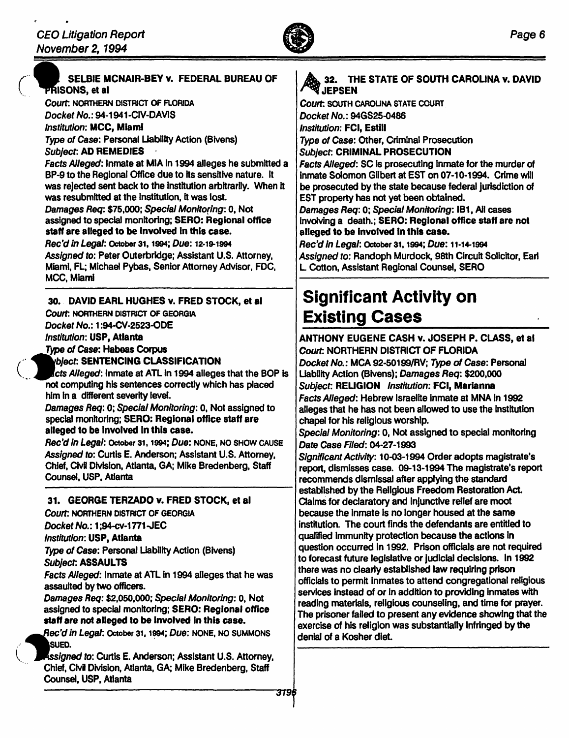### 29. SELBIE MCNAIR-BEY v. FEDERAL BUREAU OF PRISONS, et al

*Court*: NORTHERN DISTRICT OF FLORIDA
*Docket No.*: 94-1941-CIV-DAVIS
*Institution*: **MCC, Miami**
*Type of Case*: Personal Liability Action (Bivens)
*Subject*: **AD REMEDIES**
*Facts Alleged*: Inmate at MIA in 1994 alleges he submitted a BP-9 to the Regional Office due to its sensitive nature. It was rejected sent back to the institution arbitrarily. When it was resubmitted at the institution, it was lost.
*Damages Req*: $75,000; *Special Monitoring*: 0, Not assigned to special monitoring; **SERO: Regional office staff are alleged to be involved in this case.**
*Rec'd in Legal*: October 31, 1994; *Due*: 12-19-1994
*Assigned to*: Peter Outerbridge; Assistant U.S. Attorney, Miami, FL; Michael Pybas, Senior Attorney Advisor, FDC, MCC, Miami

### 30. DAVID EARL HUGHES v. FRED STOCK, et al

*Court*: NORTHERN DISTRICT OF GEORGIA
*Docket No.*: 1:94-CV-2523-ODE
*Institution*: **USP, Atlanta**
*Type of Case*: Habeas Corpus
*Subject*: **SENTENCING CLASSIFICATION**
*Facts Alleged*: Inmate at ATL in 1994 alleges that the BOP is not computing his sentences correctly which has placed him in a different severity level.
*Damages Req*: 0; *Special Monitoring*: 0, Not assigned to special monitoring; **SERO: Regional office staff are alleged to be involved in this case.**
*Rec'd in Legal*: October 31, 1994; *Due*: NONE, NO SHOW CAUSE
*Assigned to*: Curtis E. Anderson; Assistant U.S. Attorney, Chief, Civil Division, Atlanta, GA; Mike Bredenberg, Staff Counsel, USP, Atlanta

### 31. GEORGE TERZADO v. FRED STOCK, et al

*Court*: NORTHERN DISTRICT OF GEORGIA
*Docket No.*: 1;94-cv-1771-JEC
*Institution*: **USP, Atlanta**
*Type of Case*: Personal Liability Action (Bivens)
*Subject*: **ASSAULTS**
*Facts Alleged*: Inmate at ATL in 1994 alleges that he was assaulted by two officers.
*Damages Req*: $2,050,000; *Special Monitoring*: 0, Not assigned to special monitoring; **SERO: Regional office staff are not alleged to be involved in this case.**
*Rec'd in Legal*: October 31, 1994; *Due*: NONE, NO SUMMONS ISSUED.
*Assigned to*: Curtis E. Anderson; Assistant U.S. Attorney, Chief, Civil Division, Atlanta, GA; Mike Bredenberg, Staff Counsel, USP, Atlanta

### 32. THE STATE OF SOUTH CAROLINA v. DAVID JEPSEN

*Court*: SOUTH CAROLINA STATE COURT
*Docket No.*: 94GS25-0486
*Institution*: **FCI, Estill**
*Type of Case*: Other, Criminal Prosecution
*Subject*: **CRIMINAL PROSECUTION**
*Facts Alleged*: SC is prosecuting inmate for the murder of inmate Solomon Gilbert at EST on 07-10-1994. Crime will be prosecuted by the state because federal jurisdiction of EST property has not yet been obtained.
*Damages Req*: 0; *Special Monitoring*: IB1, All cases involving a death.; **SERO: Regional office staff are not alleged to be involved in this case.**
*Rec'd in Legal*: October 31, 1994; *Due*: 11-14-1994
*Assigned to*: Randoph Murdock, 98th Circuit Solicitor, Earl L. Cotton, Assistant Regional Counsel, SERO

## Significant Activity on Existing Cases

### ANTHONY EUGENE CASH v. JOSEPH P. CLASS, et al

*Court*: NORTHERN DISTRICT OF FLORIDA
*Docket No.*: MCA 92-50199/RV; *Type of Case*: Personal Liability Action (Bivens); *Damages Req*: $200,000
*Subject*: **RELIGION** *Institution*: **FCI, Marianna**
*Facts Alleged*: Hebrew Israelite inmate at MNA in 1992 alleges that he has not been allowed to use the institution chapel for his religious worship.
*Special Monitoring*: 0, Not assigned to special monitoring
*Date Case Filed*: 04-27-1993
*Significant Activity*: 10-03-1994 Order adopts magistrate's report, dismisses case. 09-13-1994 The magistrate's report recommends dismissal after applying the standard established by the Religious Freedom Restoration Act. Claims for declaratory and injunctive relief are moot because the inmate is no longer housed at the same institution. The court finds the defendants are entitled to qualified immunity protection because the actions in question occurred in 1992. Prison officials are not required to forecast future legislative or judicial decisions. In 1992 there was no clearly established law requiring prison officials to permit inmates to attend congregational religious services instead of or in addition to providing inmates with reading materials, religious counseling, and time for prayer. The prisoner failed to present any evidence showing that the exercise of his religion was substantially infringed by the denial of a Kosher diet.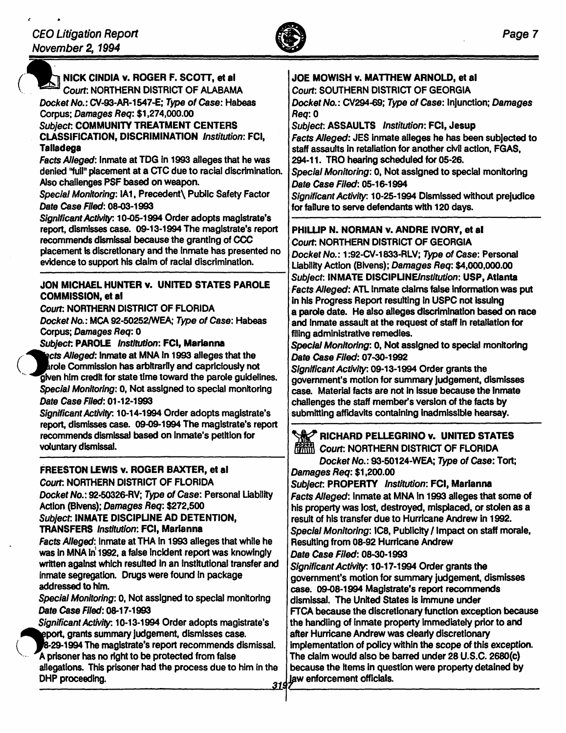### NICK CINDIA v. ROGER F. SCOTT, et al

*Court*: NORTHERN DISTRICT OF ALABAMA

*Docket No.*: CV-93-AR-1547-E; *Type of Case*: Habeas Corpus; *Damages Req*: $1,274,000.00

*Subject*: **COMMUNITY TREATMENT CENTERS CLASSIFICATION, DISCRIMINATION** *Institution*: **FCI, Talladega**

*Facts Alleged*: Inmate at TDG in 1993 alleges that he was denied "full" placement at a CTC due to racial discrimination. Also challenges PSF based on weapon.

*Special Monitoring*: IA1, Precedent\ Public Safety Factor

*Date Case Filed*: 08-03-1993

*Significant Activity*: 10-05-1994 Order adopts magistrate's report, dismisses case. 09-13-1994 The magistrate's report recommends dismissal because the granting of CCC placement is discretionary and the inmate has presented no evidence to support his claim of racial discrimination.

---

### JON MICHAEL HUNTER v. UNITED STATES PAROLE COMMISSION, et al

*Court*: NORTHERN DISTRICT OF FLORIDA

*Docket No.*: MCA 92-50252/WEA; *Type of Case*: Habeas Corpus; *Damages Req*: 0

*Subject*: **PAROLE** *Institution*: **FCI, Marianna**

*Facts Alleged*: Inmate at MNA in 1993 alleges that the Parole Commission has arbitrarily and capriciously not given him credit for state time toward the parole guidelines.

*Special Monitoring*: 0, Not assigned to special monitoring

*Date Case Filed*: 01-12-1993

*Significant Activity*: 10-14-1994 Order adopts magistrate's report, dismisses case. 09-09-1994 The magistrate's report recommends dismissal based on inmate's petition for voluntary dismissal.

---

### FREESTON LEWIS v. ROGER BAXTER, et al

*Court*: NORTHERN DISTRICT OF FLORIDA

*Docket No.*: 92-50326-RV; *Type of Case*: Personal Liability Action (Bivens); *Damages Req*: $272,500

*Subject*: **INMATE DISCIPLINE AD DETENTION, TRANSFERS** *Institution*: **FCI, Marianna**

*Facts Alleged*: Inmate at THA in 1993 alleges that while he was in MNA in 1992, a false incident report was knowingly written against which resulted in an institutional transfer and inmate segregation. Drugs were found in package addressed to him.

*Special Monitoring*: 0, Not assigned to special monitoring

*Date Case Filed*: 08-17-1993

*Significant Activity*: 10-13-1994 Order adopts magistrate's report, grants summary judgement, dismisses case. 08-29-1994 The magistrate's report recommends dismissal. A prisoner has no right to be protected from false allegations. This prisoner had the process due to him in the DHP proceeding.

---

### JOE MOWISH v. MATTHEW ARNOLD, et al

*Court*: SOUTHERN DISTRICT OF GEORGIA

*Docket No.*: CV294-69; *Type of Case*: Injunction; *Damages Req*: 0

*Subject*: **ASSAULTS** *Institution*: **FCI, Jesup**

*Facts Alleged*: JES inmate alleges he has been subjected to staff assaults in retaliation for another civil action, FGAS, 294-11. TRO hearing scheduled for 05-26.

*Special Monitoring*: 0, Not assigned to special monitoring

*Date Case Filed*: 05-16-1994

*Significant Activity*: 10-25-1994 Dismissed without prejudice for failure to serve defendants with 120 days.

---

### PHILLIP N. NORMAN v. ANDRE IVORY, et al

*Court*: NORTHERN DISTRICT OF GEORGIA

*Docket No.*: 1:92-CV-1833-RLV; *Type of Case*: Personal Liability Action (Bivens); *Damages Req*: $4,000,000.00

*Subject*: **INMATE DISCIPLINE** *Institution*: **USP, Atlanta**

*Facts Alleged*: ATL inmate claims false information was put in his Progress Report resulting in USPC not issuing a parole date. He also alleges discrimination based on race and inmate assault at the request of staff in retaliation for filing administrative remedies.

*Special Monitoring*: 0, Not assigned to special monitoring

*Date Case Filed*: 07-30-1992

*Significant Activity*: 09-13-1994 Order grants the government's motion for summary judgement, dismisses case. Material facts are not in issue because the inmate challenges the staff member's version of the facts by submitting affidavits containing inadmissible hearsay.

---

### RICHARD PELLEGRINO v. UNITED STATES

*Court*: NORTHERN DISTRICT OF FLORIDA

*Docket No.*: 93-50124-WEA; *Type of Case*: Tort; *Damages Req*: $1,200.00

*Subject*: **PROPERTY** *Institution*: **FCI, Marianna**

*Facts Alleged*: Inmate at MNA in 1993 alleges that some of his property was lost, destroyed, misplaced, or stolen as a result of his transfer due to Hurricane Andrew in 1992.

*Special Monitoring*: IC8, Publicity / Impact on staff morale, Resulting from 08-92 Hurricane Andrew

*Date Case Filed*: 08-30-1993

*Significant Activity*: 10-17-1994 Order grants the government's motion for summary judgement, dismisses case. 09-08-1994 Magistrate's report recommends dismissal. The United States is immune under FTCA because the discretionary function exception because the handling of inmate property immediately prior to and after Hurricane Andrew was clearly discretionary implementation of policy within the scope of this exception. The claim would also be barred under 28 U.S.C. 2680(c) because the items in question were property detained by law enforcement officials.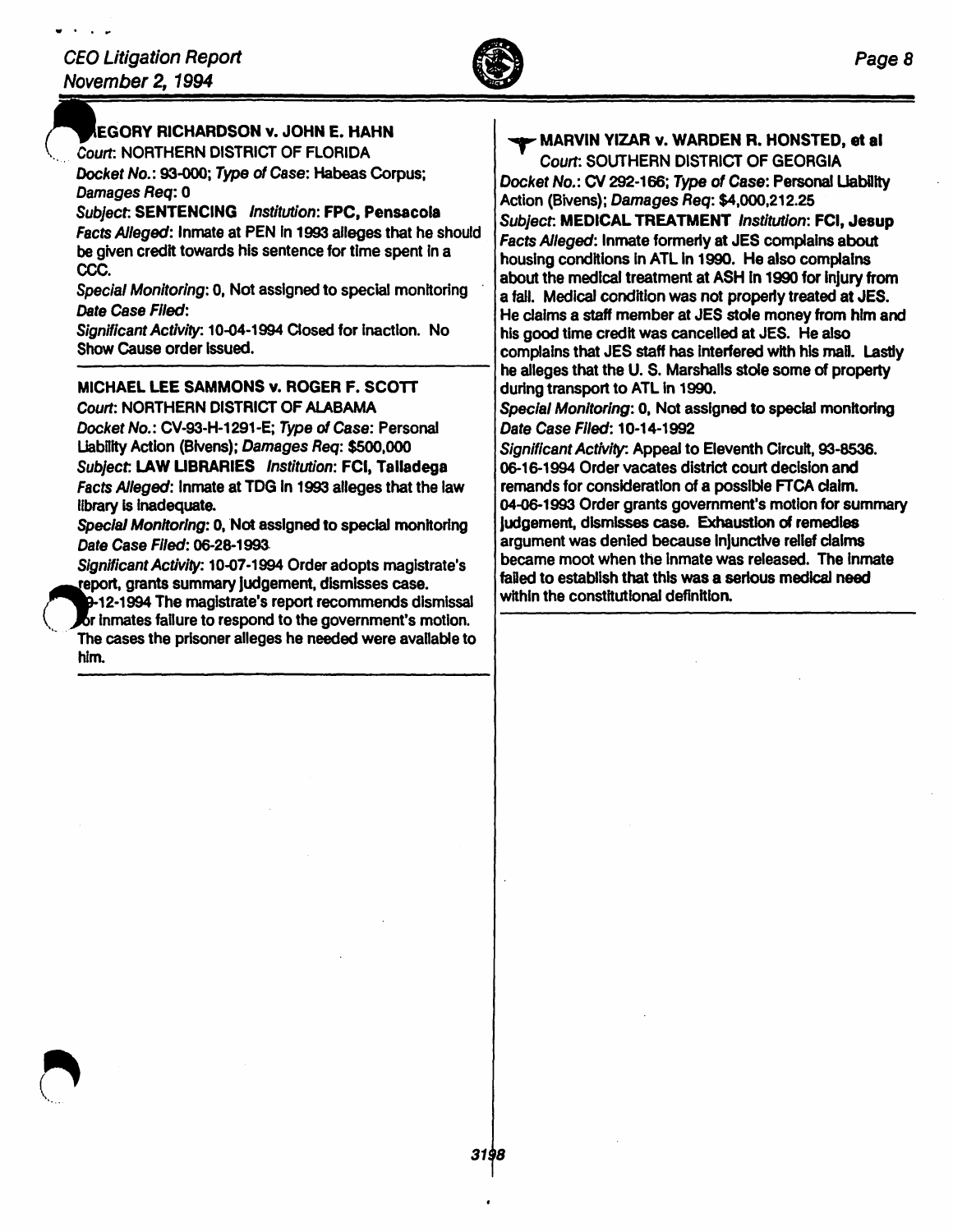**GREGORY RICHARDSON v. JOHN E. HAHN**

*Court*: NORTHERN DISTRICT OF FLORIDA

*Docket No.*: 93-000; *Type of Case*: Habeas Corpus; *Damages Req*: 0

*Subject*: **SENTENCING** *Institution*: **FPC, Pensacola**

*Facts Alleged*: Inmate at PEN in 1993 alleges that he should be given credit towards his sentence for time spent in a CCC.

*Special Monitoring*: 0, Not assigned to special monitoring

*Date Case Filed*:

*Significant Activity*: 10-04-1994 Closed for inaction. No Show Cause order issued.

---

**MICHAEL LEE SAMMONS v. ROGER F. SCOTT**

*Court*: NORTHERN DISTRICT OF ALABAMA

*Docket No.*: CV-93-H-1291-E; *Type of Case*: Personal Liability Action (Bivens); *Damages Req*: $500,000

*Subject*: **LAW LIBRARIES** *Institution*: **FCI, Talladega**

*Facts Alleged*: Inmate at TDG in 1993 alleges that the law library is inadequate.

*Special Monitoring*: 0, Not assigned to special monitoring

*Date Case Filed*: 06-28-1993

*Significant Activity*: 10-07-1994 Order adopts magistrate's report, grants summary judgement, dismisses case. 09-12-1994 The magistrate's report recommends dismissal for inmates failure to respond to the government's motion. The cases the prisoner alleges he needed were available to him.

---

**MARVIN YIZAR v. WARDEN R. HONSTED, et al**

*Court*: SOUTHERN DISTRICT OF GEORGIA

*Docket No.*: CV 292-166; *Type of Case*: Personal Liability Action (Bivens); *Damages Req*: $4,000,212.25

*Subject*: **MEDICAL TREATMENT** *Institution*: **FCI, Jesup**

*Facts Alleged*: Inmate formerly at JES complains about housing conditions in ATL in 1990. He also complains about the medical treatment at ASH in 1990 for injury from a fall. Medical condition was not properly treated at JES. He claims a staff member at JES stole money from him and his good time credit was cancelled at JES. He also complains that JES staff has interfered with his mail. Lastly he alleges that the U. S. Marshalls stole some of property during transport to ATL in 1990.

*Special Monitoring*: 0, Not assigned to special monitoring

*Date Case Filed*: 10-14-1992

*Significant Activity*: Appeal to Eleventh Circuit, 93-8536. 06-16-1994 Order vacates district court decision and remands for consideration of a possible FTCA claim. 04-06-1993 Order grants government's motion for summary judgement, dismisses case. Exhaustion of remedies argument was denied because injunctive relief claims became moot when the inmate was released. The inmate failed to establish that this was a serious medical need within the constitutional definition.

---